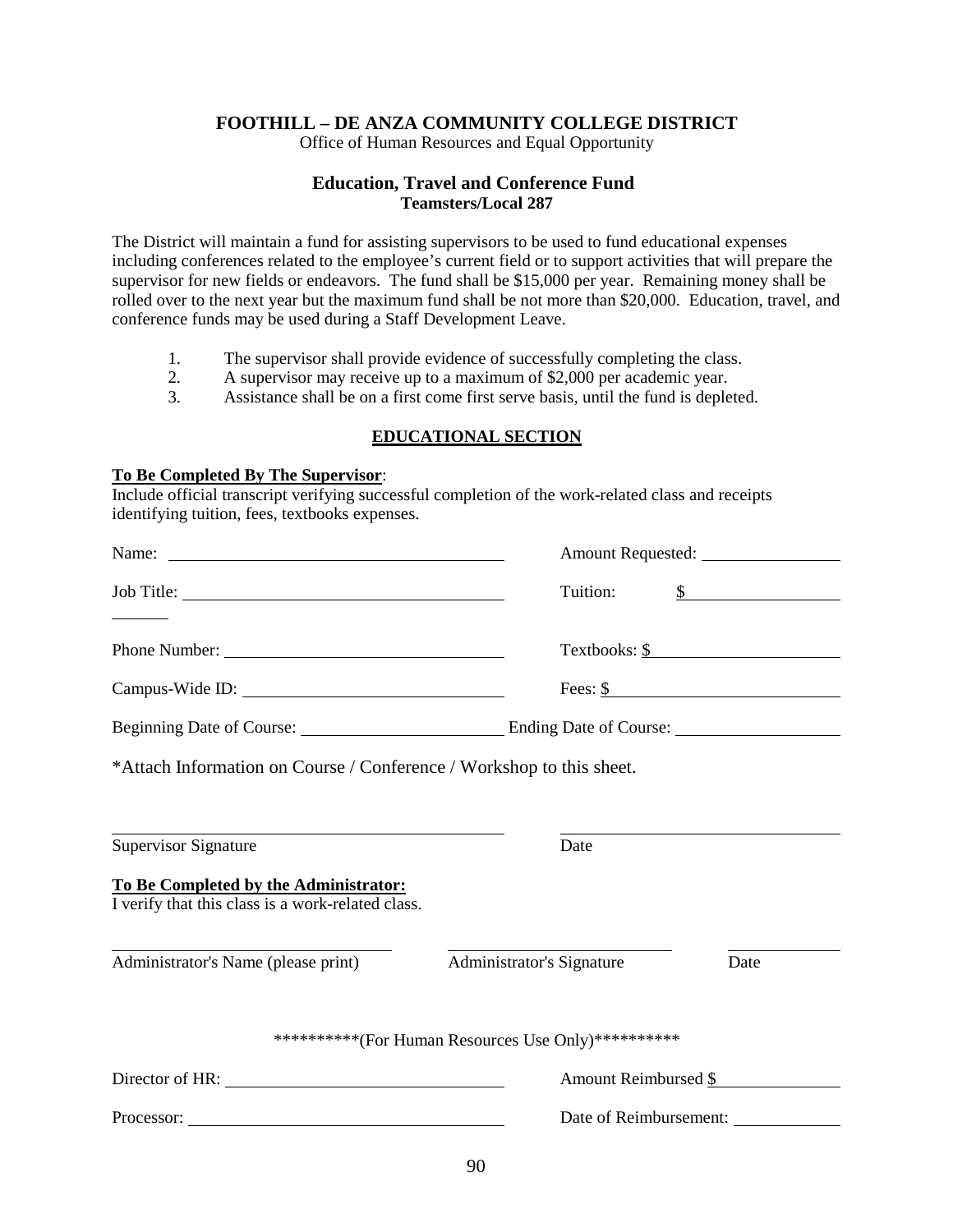# FOOTHILL – DE ANZA COMMUNITY COLLEGE DISTRICT

Office of Human Resources and Equal Opportunity

## Education, Travel and Conference Fund

### Teamsters/Local 287

The District will maintain a fund for assisting supervisors to be used to fund educational expenses including conferences related to the employee's current field or to support activities that will prepare the supervisor for new fields or endeavors. The fund shall be $15,000 per year. Remaining money shall be rolled over to the next year but the maximum fund shall be not more than $20,000. Education, travel, and conference funds may be used during a Staff Development Leave.

1. The supervisor shall provide evidence of successfully completing the class.
2. A supervisor may receive up to a maximum of $2,000 per academic year.
3. Assistance shall be on a first come first serve basis, until the fund is depleted.

## EDUCATIONAL SECTION

**To Be Completed By The Supervisor**:

Include official transcript verifying successful completion of the work-related class and receipts identifying tuition, fees, textbooks expenses.

Name: ______________________________ Amount Requested: ____________

Job Title: ______________________________ Tuition: $ ____________

Phone Number: ______________________________ Textbooks: $ ____________

Campus-Wide ID: ______________________________ Fees: $ ____________

Beginning Date of Course: ____________________ Ending Date of Course: ____________________

*Attach Information on Course / Conference / Workshop to this sheet.

______________________________ ______________________________

Supervisor Signature Date

**To Be Completed by the Administrator:**

I verify that this class is a work-related class.

______________________________ ______________________________ ____________

Administrator's Name (please print) Administrator's Signature Date

**********(For Human Resources Use Only)**********

Director of HR: ______________________________ Amount Reimbursed $ ____________

Processor: ______________________________ Date of Reimbursement: ____________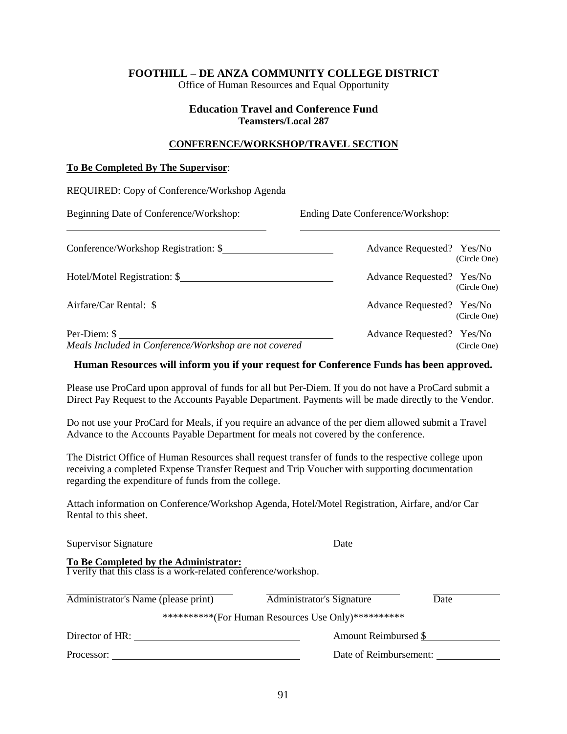**FOOTHILL – DE ANZA COMMUNITY COLLEGE DISTRICT**
Office of Human Resources and Equal Opportunity

**Education Travel and Conference Fund**
**Teamsters/Local 287**

**CONFERENCE/WORKSHOP/TRAVEL SECTION**

**To Be Completed By The Supervisor**:

REQUIRED: Copy of Conference/Workshop Agenda

Beginning Date of Conference/Workshop: ______________________ Ending Date Conference/Workshop: ______________________

Conference/Workshop Registration: $______________________ Advance Requested? Yes/No (Circle One)

Hotel/Motel Registration: $______________________ Advance Requested? Yes/No (Circle One)

Airfare/Car Rental: $______________________ Advance Requested? Yes/No (Circle One)

Per-Diem: $______________________ Advance Requested? Yes/No (Circle One)
*Meals Included in Conference/Workshop are not covered*

**Human Resources will inform you if your request for Conference Funds has been approved.**

Please use ProCard upon approval of funds for all but Per-Diem. If you do not have a ProCard submit a Direct Pay Request to the Accounts Payable Department. Payments will be made directly to the Vendor.

Do not use your ProCard for Meals, if you require an advance of the per diem allowed submit a Travel Advance to the Accounts Payable Department for meals not covered by the conference.

The District Office of Human Resources shall request transfer of funds to the respective college upon receiving a completed Expense Transfer Request and Trip Voucher with supporting documentation regarding the expenditure of funds from the college.

Attach information on Conference/Workshop Agenda, Hotel/Motel Registration, Airfare, and/or Car Rental to this sheet.

______________________ ______________________
Supervisor Signature Date

**To Be Completed by the Administrator:**
I verify that this class is a work-related conference/workshop.

______________________ ______________________ ______________________
Administrator's Name (please print) Administrator's Signature Date

**********(For Human Resources Use Only)**********

Director of HR: ______________________ Amount Reimbursed $______________________

Processor: ______________________ Date of Reimbursement: ______________________